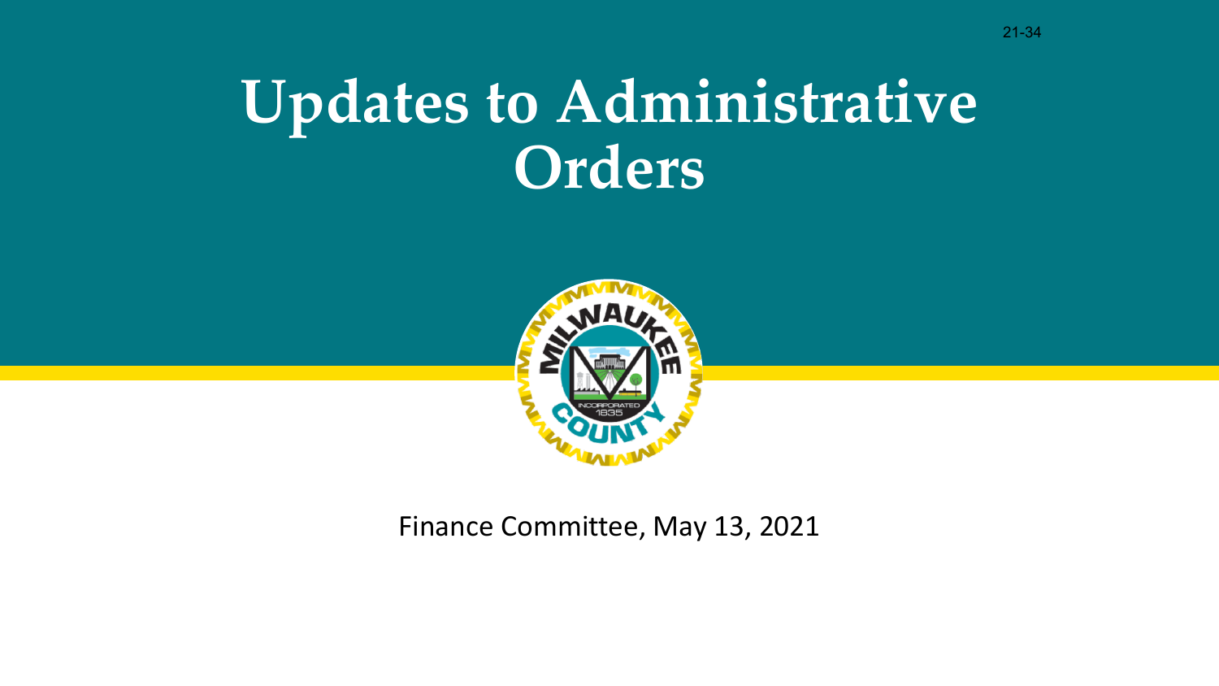21-34

# Updates to Administrative Orders

Finance Committee, May 13, 2021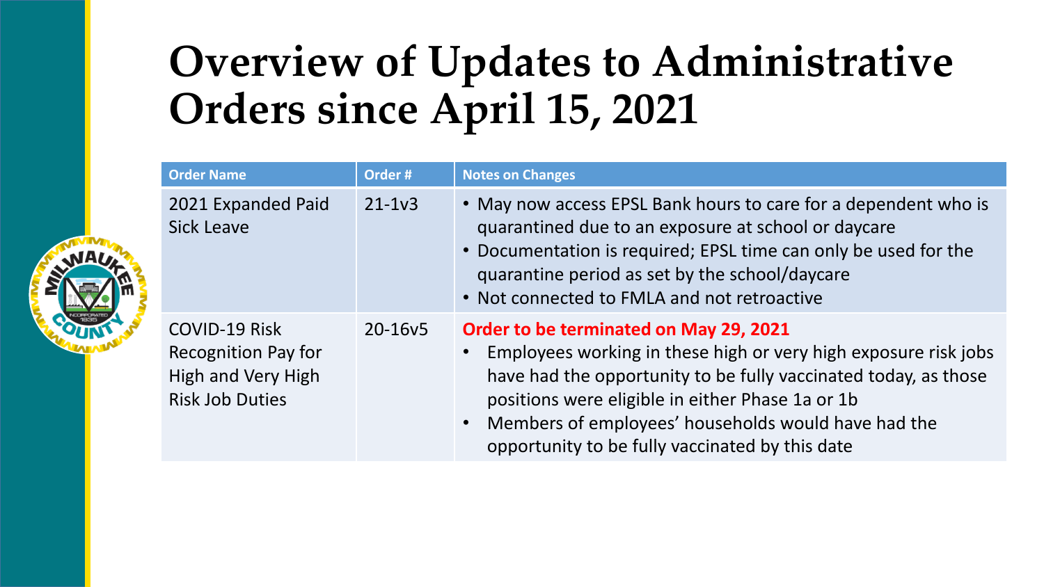# Overview of Updates to Administrative Orders since April 15, 2021

| Order Name | Order # | Notes on Changes |
|---|---|---|
| 2021 Expanded Paid Sick Leave | 21-1v3 | • May now access EPSL Bank hours to care for a dependent who is quarantined due to an exposure at school or daycare<br>• Documentation is required; EPSL time can only be used for the quarantine period as set by the school/daycare<br>• Not connected to FMLA and not retroactive |
| COVID-19 Risk Recognition Pay for High and Very High Risk Job Duties | 20-16v5 | **Order to be terminated on May 29, 2021**<br>• Employees working in these high or very high exposure risk jobs have had the opportunity to be fully vaccinated today, as those positions were eligible in either Phase 1a or 1b<br>• Members of employees' households would have had the opportunity to be fully vaccinated by this date |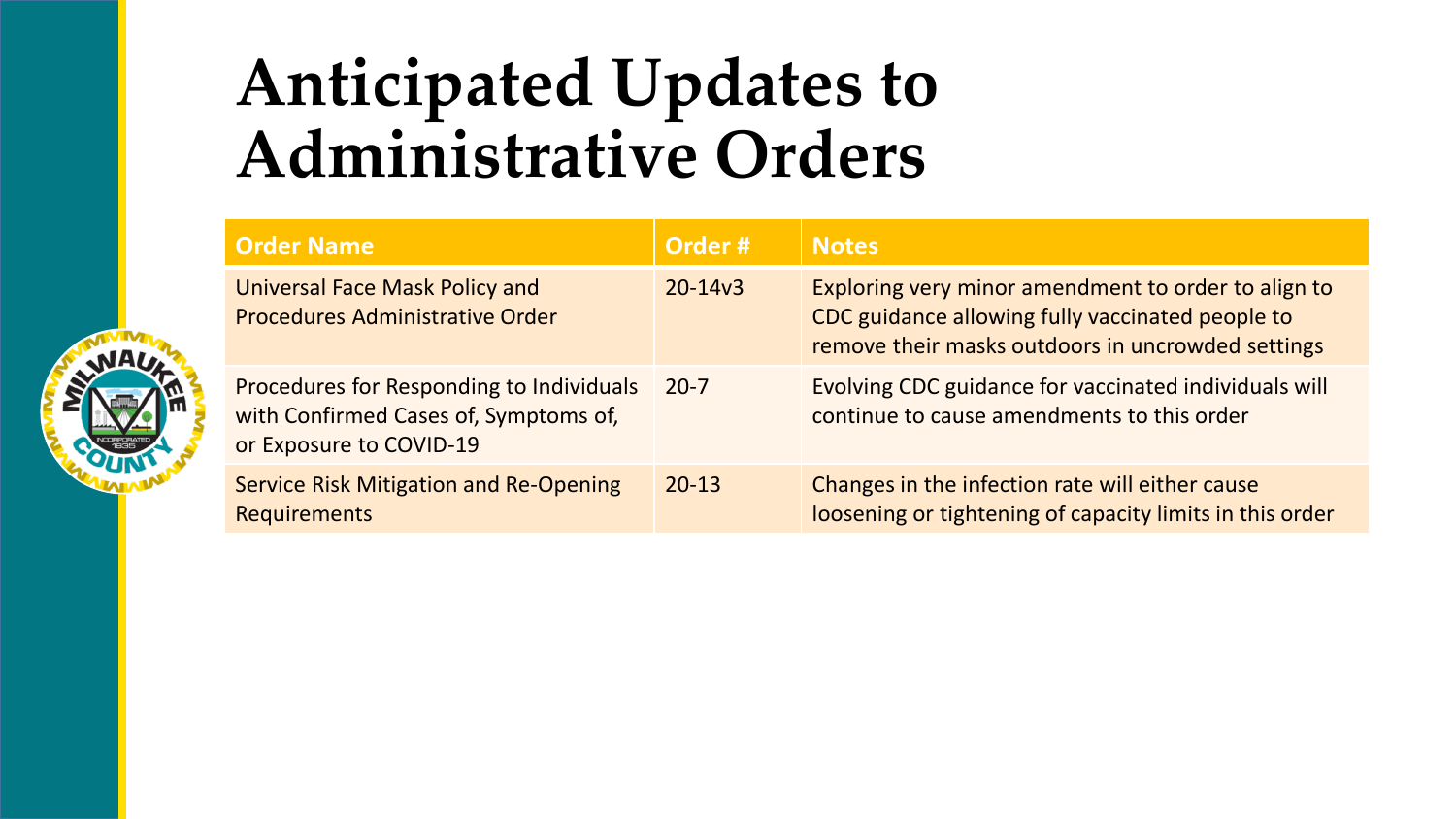# Anticipated Updates to Administrative Orders

| Order Name | Order # | Notes |
| --- | --- | --- |
| Universal Face Mask Policy and Procedures Administrative Order | 20-14v3 | Exploring very minor amendment to order to align to CDC guidance allowing fully vaccinated people to remove their masks outdoors in uncrowded settings |
| Procedures for Responding to Individuals with Confirmed Cases of, Symptoms of, or Exposure to COVID-19 | 20-7 | Evolving CDC guidance for vaccinated individuals will continue to cause amendments to this order |
| Service Risk Mitigation and Re-Opening Requirements | 20-13 | Changes in the infection rate will either cause loosening or tightening of capacity limits in this order |